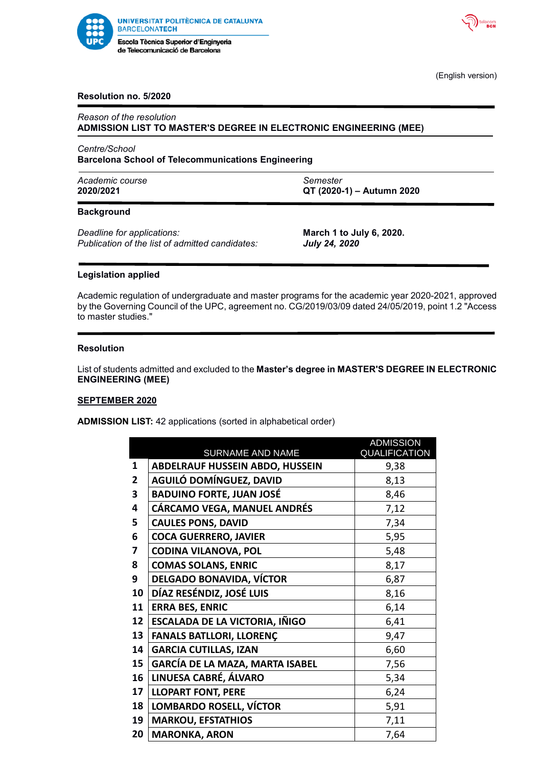UNIVERSITAT POLITÈCNICA DE CATALUNYA
BARCELONATECH
Escola Tècnica Superior d'Enginyeria de Telecomunicació de Barcelona

(English version)

**Resolution no. 5/2020**

*Reason of the resolution*
**ADMISSION LIST TO MASTER'S DEGREE IN ELECTRONIC ENGINEERING (MEE)**

*Centre/School*
**Barcelona School of Telecommunications Engineering**

*Academic course*
**2020/2021**

*Semester*
**QT (2020-1) – Autumn 2020**

**Background**

*Deadline for applications:* **March 1 to July 6, 2020.**
*Publication of the list of admitted candidates:* ***July 24, 2020***

**Legislation applied**

Academic regulation of undergraduate and master programs for the academic year 2020-2021, approved by the Governing Council of the UPC, agreement no. CG/2019/03/09 dated 24/05/2019, point 1.2 "Access to master studies."

**Resolution**

List of students admitted and excluded to the **Master's degree in MASTER'S DEGREE IN ELECTRONIC ENGINEERING (MEE)**

**SEPTEMBER 2020**

**ADMISSION LIST:** 42 applications (sorted in alphabetical order)

| | SURNAME AND NAME | ADMISSION QUALIFICATION |
|---|---|---|
| 1 | ABDELRAUF HUSSEIN ABDO, HUSSEIN | 9,38 |
| 2 | AGUILÓ DOMÍNGUEZ, DAVID | 8,13 |
| 3 | BADUINO FORTE, JUAN JOSÉ | 8,46 |
| 4 | CÁRCAMO VEGA, MANUEL ANDRÉS | 7,12 |
| 5 | CAULES PONS, DAVID | 7,34 |
| 6 | COCA GUERRERO, JAVIER | 5,95 |
| 7 | CODINA VILANOVA, POL | 5,48 |
| 8 | COMAS SOLANS, ENRIC | 8,17 |
| 9 | DELGADO BONAVIDA, VÍCTOR | 6,87 |
| 10 | DÍAZ RESÉNDIZ, JOSÉ LUIS | 8,16 |
| 11 | ERRA BES, ENRIC | 6,14 |
| 12 | ESCALADA DE LA VICTORIA, IÑIGO | 6,41 |
| 13 | FANALS BATLLORI, LLORENÇ | 9,47 |
| 14 | GARCIA CUTILLAS, IZAN | 6,60 |
| 15 | GARCÍA DE LA MAZA, MARTA ISABEL | 7,56 |
| 16 | LINUESA CABRÉ, ÁLVARO | 5,34 |
| 17 | LLOPART FONT, PERE | 6,24 |
| 18 | LOMBARDO ROSELL, VÍCTOR | 5,91 |
| 19 | MARKOU, EFSTATHIOS | 7,11 |
| 20 | MARONKA, ARON | 7,64 |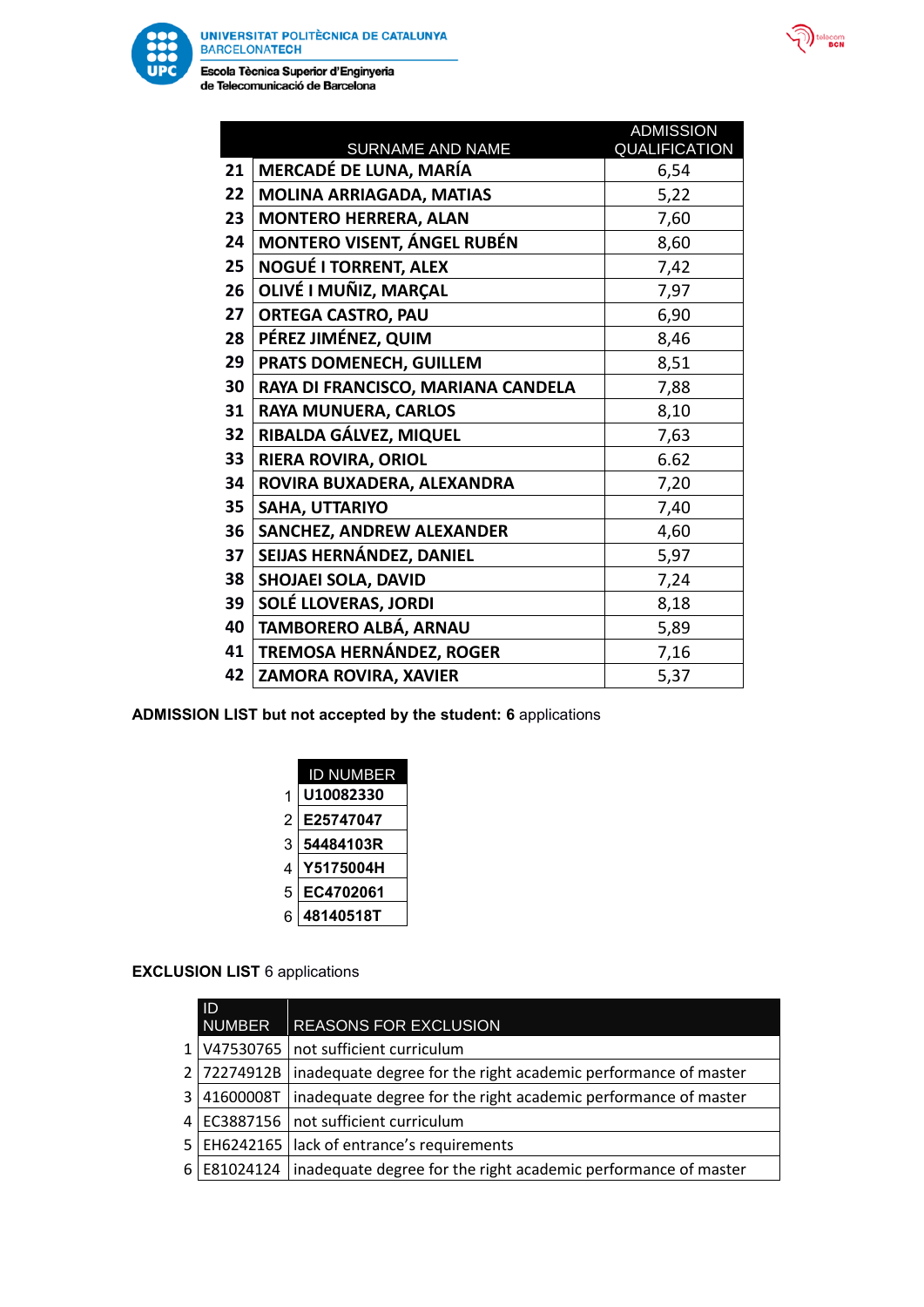| | SURNAME AND NAME | ADMISSION QUALIFICATION |
|---|---|---|
| **21** | **MERCADÉ DE LUNA, MARÍA** | 6,54 |
| **22** | **MOLINA ARRIAGADA, MATIAS** | 5,22 |
| **23** | **MONTERO HERRERA, ALAN** | 7,60 |
| **24** | **MONTERO VISENT, ÁNGEL RUBÉN** | 8,60 |
| **25** | **NOGUÉ I TORRENT, ALEX** | 7,42 |
| **26** | **OLIVÉ I MUÑIZ, MARÇAL** | 7,97 |
| **27** | **ORTEGA CASTRO, PAU** | 6,90 |
| **28** | **PÉREZ JIMÉNEZ, QUIM** | 8,46 |
| **29** | **PRATS DOMENECH, GUILLEM** | 8,51 |
| **30** | **RAYA DI FRANCISCO, MARIANA CANDELA** | 7,88 |
| **31** | **RAYA MUNUERA, CARLOS** | 8,10 |
| **32** | **RIBALDA GÁLVEZ, MIQUEL** | 7,63 |
| **33** | **RIERA ROVIRA, ORIOL** | 6.62 |
| **34** | **ROVIRA BUXADERA, ALEXANDRA** | 7,20 |
| **35** | **SAHA, UTTARIYO** | 7,40 |
| **36** | **SANCHEZ, ANDREW ALEXANDER** | 4,60 |
| **37** | **SEIJAS HERNÁNDEZ, DANIEL** | 5,97 |
| **38** | **SHOJAEI SOLA, DAVID** | 7,24 |
| **39** | **SOLÉ LLOVERAS, JORDI** | 8,18 |
| **40** | **TAMBORERO ALBÁ, ARNAU** | 5,89 |
| **41** | **TREMOSA HERNÁNDEZ, ROGER** | 7,16 |
| **42** | **ZAMORA ROVIRA, XAVIER** | 5,37 |

**ADMISSION LIST but not accepted by the student: 6** applications

| | ID NUMBER |
|---|---|
| 1 | **U10082330** |
| 2 | **E25747047** |
| 3 | **54484103R** |
| 4 | **Y5175004H** |
| 5 | **EC4702061** |
| 6 | **48140518T** |

**EXCLUSION LIST** 6 applications

| | ID NUMBER | REASONS FOR EXCLUSION |
|---|---|---|
| 1 | V47530765 | not sufficient curriculum |
| 2 | 72274912B | inadequate degree for the right academic performance of master |
| 3 | 41600008T | inadequate degree for the right academic performance of master |
| 4 | EC3887156 | not sufficient curriculum |
| 5 | EH6242165 | lack of entrance's requirements |
| 6 | E81024124 | inadequate degree for the right academic performance of master |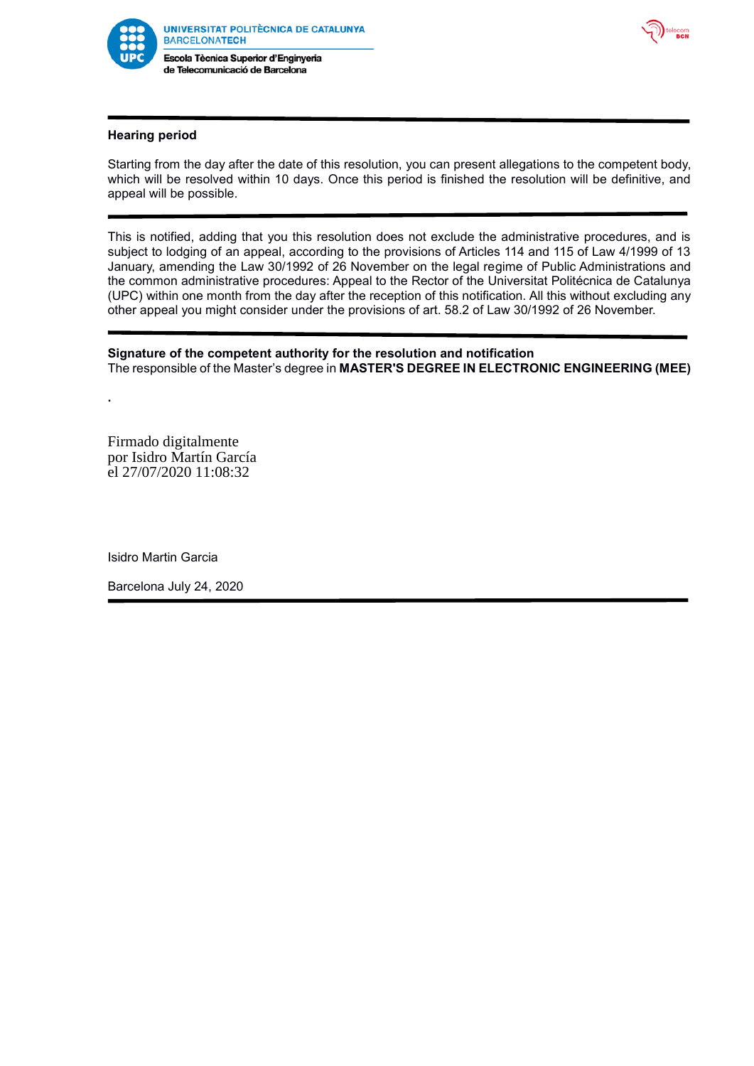**Hearing period**

Starting from the day after the date of this resolution, you can present allegations to the competent body, which will be resolved within 10 days. Once this period is finished the resolution will be definitive, and appeal will be possible.

---

This is notified, adding that you this resolution does not exclude the administrative procedures, and is subject to lodging of an appeal, according to the provisions of Articles 114 and 115 of Law 4/1999 of 13 January, amending the Law 30/1992 of 26 November on the legal regime of Public Administrations and the common administrative procedures: Appeal to the Rector of the Universitat Politécnica de Catalunya (UPC) within one month from the day after the reception of this notification. All this without excluding any other appeal you might consider under the provisions of art. 58.2 of Law 30/1992 of 26 November.

---

**Signature of the competent authority for the resolution and notification**
The responsible of the Master's degree in **MASTER'S DEGREE IN ELECTRONIC ENGINEERING (MEE)**

.

Firmado digitalmente
por Isidro Martín García
el 27/07/2020 11:08:32

Isidro Martin Garcia

Barcelona July 24, 2020

---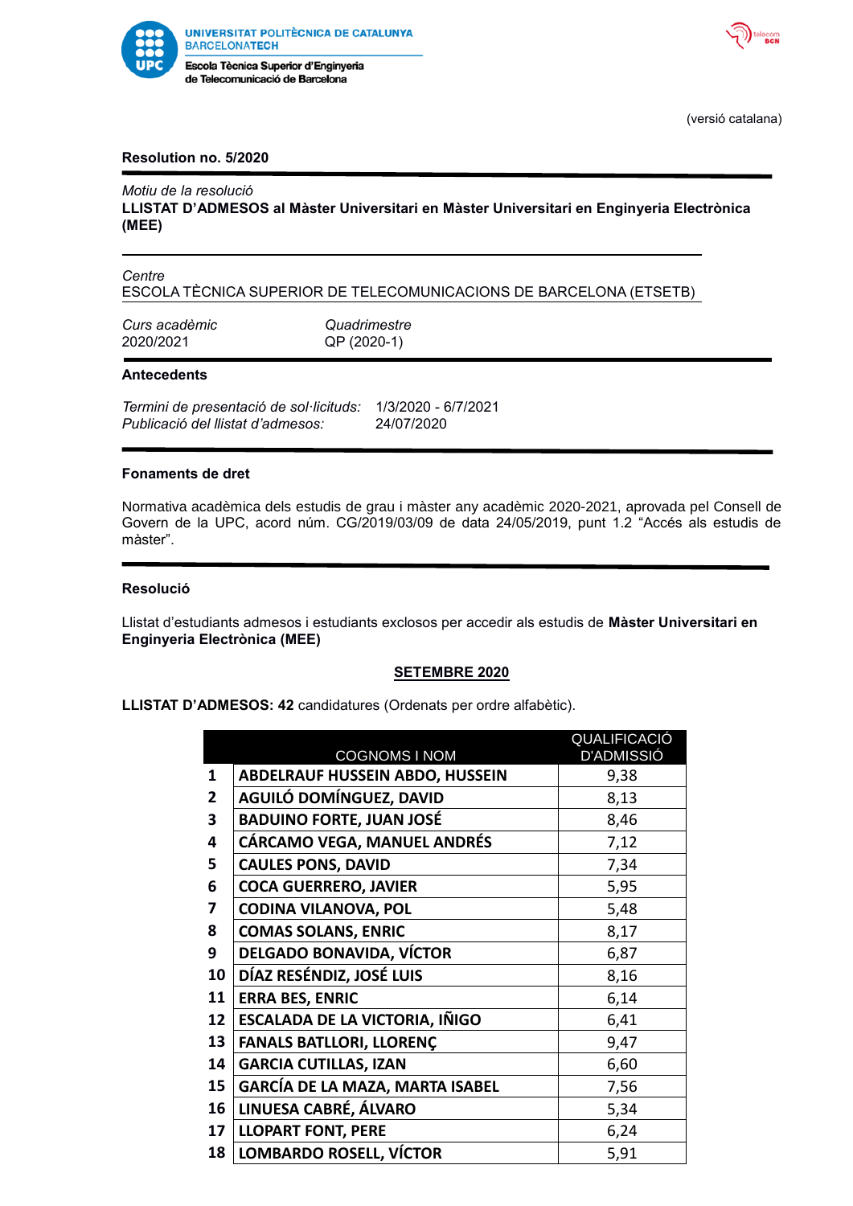UNIVERSITAT POLITÈCNICA DE CATALUNYA
BARCELONATECH
Escola Tècnica Superior d'Enginyeria de Telecomunicació de Barcelona

(versió catalana)

**Resolution no. 5/2020**

*Motiu de la resolució*
**LLISTAT D'ADMESOS al Màster Universitari en Màster Universitari en Enginyeria Electrònica (MEE)**

*Centre*
ESCOLA TÈCNICA SUPERIOR DE TELECOMUNICACIONS DE BARCELONA (ETSETB)

| *Curs acadèmic* | *Quadrimestre* |
|---|---|
| 2020/2021 | QP (2020-1) |

**Antecedents**

*Termini de presentació de sol·licituds:* 1/3/2020 - 6/7/2021
*Publicació del llistat d'admesos:* 24/07/2020

**Fonaments de dret**

Normativa acadèmica dels estudis de grau i màster any acadèmic 2020-2021, aprovada pel Consell de Govern de la UPC, acord núm. CG/2019/03/09 de data 24/05/2019, punt 1.2 "Accés als estudis de màster".

**Resolució**

Llistat d'estudiants admesos i estudiants exclosos per accedir als estudis de **Màster Universitari en Enginyeria Electrònica (MEE)**

**SETEMBRE 2020**

**LLISTAT D'ADMESOS: 42** candidatures (Ordenats per ordre alfabètic).

| | COGNOMS I NOM | QUALIFICACIÓ D'ADMISSIÓ |
|---|---|---|
| 1 | ABDELRAUF HUSSEIN ABDO, HUSSEIN | 9,38 |
| 2 | AGUILÓ DOMÍNGUEZ, DAVID | 8,13 |
| 3 | BADUINO FORTE, JUAN JOSÉ | 8,46 |
| 4 | CÁRCAMO VEGA, MANUEL ANDRÉS | 7,12 |
| 5 | CAULES PONS, DAVID | 7,34 |
| 6 | COCA GUERRERO, JAVIER | 5,95 |
| 7 | CODINA VILANOVA, POL | 5,48 |
| 8 | COMAS SOLANS, ENRIC | 8,17 |
| 9 | DELGADO BONAVIDA, VÍCTOR | 6,87 |
| 10 | DÍAZ RESÉNDIZ, JOSÉ LUIS | 8,16 |
| 11 | ERRA BES, ENRIC | 6,14 |
| 12 | ESCALADA DE LA VICTORIA, IÑIGO | 6,41 |
| 13 | FANALS BATLLORI, LLORENÇ | 9,47 |
| 14 | GARCIA CUTILLAS, IZAN | 6,60 |
| 15 | GARCÍA DE LA MAZA, MARTA ISABEL | 7,56 |
| 16 | LINUESA CABRÉ, ÁLVARO | 5,34 |
| 17 | LLOPART FONT, PERE | 6,24 |
| 18 | LOMBARDO ROSELL, VÍCTOR | 5,91 |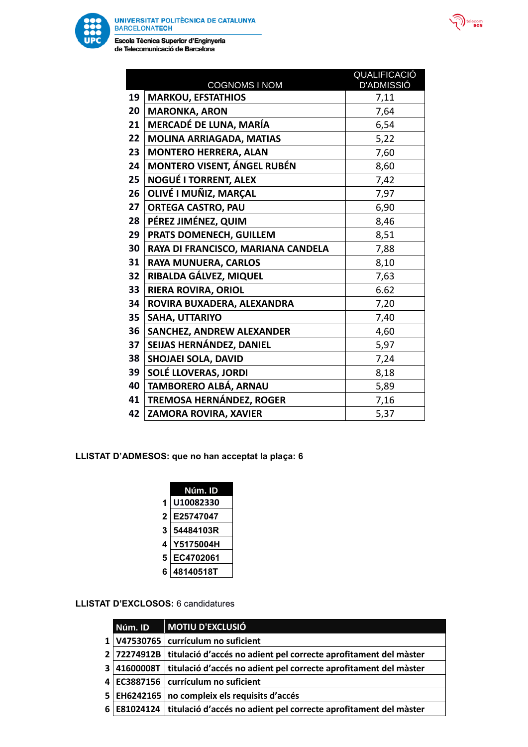| | COGNOMS I NOM | QUALIFICACIÓ D'ADMISSIÓ |
|---|---|---|
| 19 | MARKOU, EFSTATHIOS | 7,11 |
| 20 | MARONKA, ARON | 7,64 |
| 21 | MERCADÉ DE LUNA, MARÍA | 6,54 |
| 22 | MOLINA ARRIAGADA, MATIAS | 5,22 |
| 23 | MONTERO HERRERA, ALAN | 7,60 |
| 24 | MONTERO VISENT, ÁNGEL RUBÉN | 8,60 |
| 25 | NOGUÉ I TORRENT, ALEX | 7,42 |
| 26 | OLIVÉ I MUÑIZ, MARÇAL | 7,97 |
| 27 | ORTEGA CASTRO, PAU | 6,90 |
| 28 | PÉREZ JIMÉNEZ, QUIM | 8,46 |
| 29 | PRATS DOMENECH, GUILLEM | 8,51 |
| 30 | RAYA DI FRANCISCO, MARIANA CANDELA | 7,88 |
| 31 | RAYA MUNUERA, CARLOS | 8,10 |
| 32 | RIBALDA GÁLVEZ, MIQUEL | 7,63 |
| 33 | RIERA ROVIRA, ORIOL | 6.62 |
| 34 | ROVIRA BUXADERA, ALEXANDRA | 7,20 |
| 35 | SAHA, UTTARIYO | 7,40 |
| 36 | SANCHEZ, ANDREW ALEXANDER | 4,60 |
| 37 | SEIJAS HERNÁNDEZ, DANIEL | 5,97 |
| 38 | SHOJAEI SOLA, DAVID | 7,24 |
| 39 | SOLÉ LLOVERAS, JORDI | 8,18 |
| 40 | TAMBORERO ALBÁ, ARNAU | 5,89 |
| 41 | TREMOSA HERNÁNDEZ, ROGER | 7,16 |
| 42 | ZAMORA ROVIRA, XAVIER | 5,37 |

**LLISTAT D'ADMESOS: que no han acceptat la plaça: 6**

| | Núm. ID |
|---|---|
| 1 | U10082330 |
| 2 | E25747047 |
| 3 | 54484103R |
| 4 | Y5175004H |
| 5 | EC4702061 |
| 6 | 48140518T |

**LLISTAT D'EXCLOSOS:** 6 candidatures

| | Núm. ID | MOTIU D'EXCLUSIÓ |
|---|---|---|
| 1 | V47530765 | currículum no suficient |
| 2 | 72274912B | titulació d'accés no adient pel correcte aprofitament del màster |
| 3 | 41600008T | titulació d'accés no adient pel correcte aprofitament del màster |
| 4 | EC3887156 | currículum no suficient |
| 5 | EH6242165 | no compleix els requisits d'accés |
| 6 | E81024124 | titulació d'accés no adient pel correcte aprofitament del màster |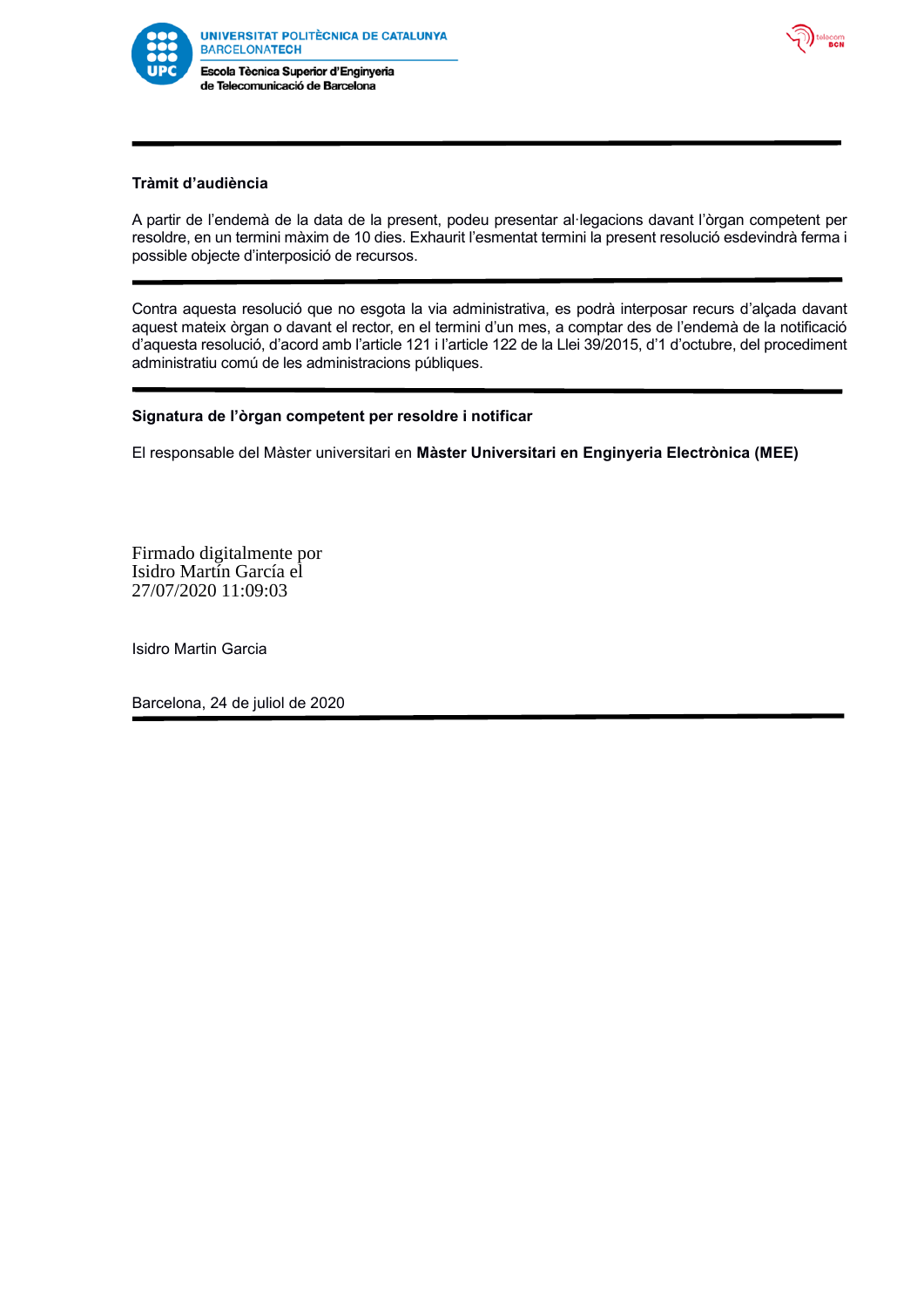**Tràmit d'audiència**

A partir de l'endemà de la data de la present, podeu presentar al·legacions davant l'òrgan competent per resoldre, en un termini màxim de 10 dies. Exhaurit l'esmentat termini la present resolució esdevindrà ferma i possible objecte d'interposició de recursos.

---

Contra aquesta resolució que no esgota la via administrativa, es podrà interposar recurs d'alçada davant aquest mateix òrgan o davant el rector, en el termini d'un mes, a comptar des de l'endemà de la notificació d'aquesta resolució, d'acord amb l'article 121 i l'article 122 de la Llei 39/2015, d'1 d'octubre, del procediment administratiu comú de les administracions públiques.

---

**Signatura de l'òrgan competent per resoldre i notificar**

El responsable del Màster universitari en **Màster Universitari en Enginyeria Electrònica (MEE)**

Firmado digitalmente por
Isidro Martín García el
27/07/2020 11:09:03

Isidro Martin Garcia

Barcelona, 24 de juliol de 2020